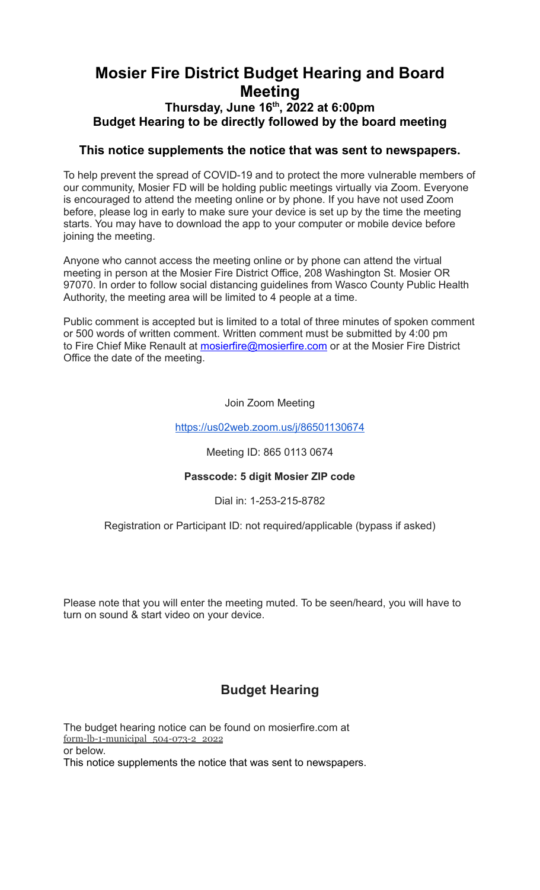# Mosier Fire District Budget Hearing and Board Meeting

### Thursday, June 16th, 2022 at 6:00pm
### Budget Hearing to be directly followed by the board meeting

### This notice supplements the notice that was sent to newspapers.

To help prevent the spread of COVID-19 and to protect the more vulnerable members of our community, Mosier FD will be holding public meetings virtually via Zoom. Everyone is encouraged to attend the meeting online or by phone. If you have not used Zoom before, please log in early to make sure your device is set up by the time the meeting starts. You may have to download the app to your computer or mobile device before joining the meeting.

Anyone who cannot access the meeting online or by phone can attend the virtual meeting in person at the Mosier Fire District Office, 208 Washington St. Mosier OR 97070. In order to follow social distancing guidelines from Wasco County Public Health Authority, the meeting area will be limited to 4 people at a time.

Public comment is accepted but is limited to a total of three minutes of spoken comment or 500 words of written comment. Written comment must be submitted by 4:00 pm to Fire Chief Mike Renault at mosierfire@mosierfire.com or at the Mosier Fire District Office the date of the meeting.

Join Zoom Meeting

https://us02web.zoom.us/j/86501130674

Meeting ID: 865 0113 0674

**Passcode: 5 digit Mosier ZIP code**

Dial in: 1-253-215-8782

Registration or Participant ID: not required/applicable (bypass if asked)

Please note that you will enter the meeting muted. To be seen/heard, you will have to turn on sound & start video on your device.

## Budget Hearing

The budget hearing notice can be found on mosierfire.com at
form-lb-1-municipal_504-073-2_2022
or below.
This notice supplements the notice that was sent to newspapers.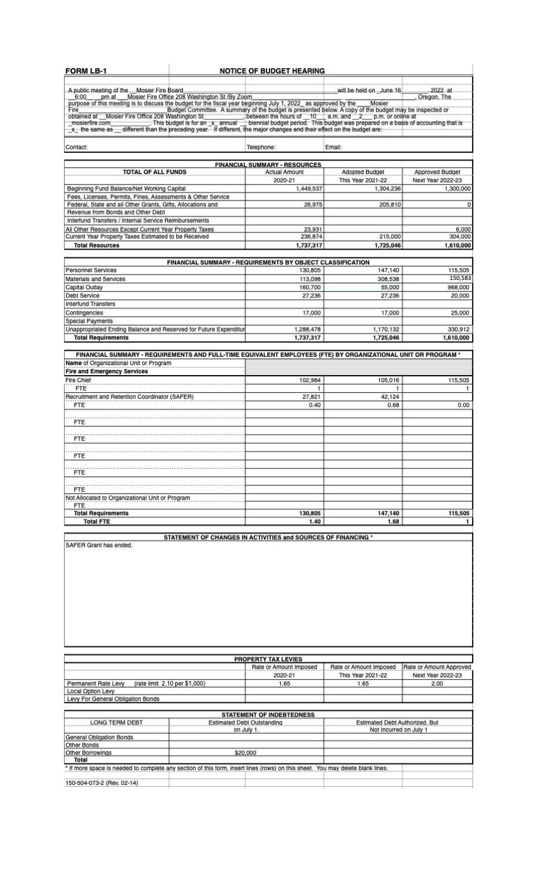**FORM LB-1** **NOTICE OF BUDGET HEARING**

A public meeting of the Mosier Fire Board will be held on June 16, 2022 at 6:00 pm at Mosier Fire Office 208 Washington St /By Zoom, Oregon. The purpose of this meeting is to discuss the budget for the fiscal year beginning July 1, 2022 as approved by the Mosier Fire Budget Committee. A summary of the budget is presented below. A copy of the budget may be inspected or obtained at Mosier Fire Office 208 Washington St, between the hours of 10 a.m. and 2 p.m. or online at mosierfire.com. This budget is for an x annual __ biennial budget period. This budget was prepared on a basis of accounting that is x the same as __ different than the preceding year. If different, the major changes and their effect on the budget are:

Contact: Telephone: Email:

| FINANCIAL SUMMARY - RESOURCES | | | |
|---|---|---|---|
| TOTAL OF ALL FUNDS | Actual Amount 2020-21 | Adopted Budget This Year 2021-22 | Approved Budget Next Year 2022-23 |
| Beginning Fund Balance/Net Working Capital | 1,449,537 | 1,304,236 | 1,300,000 |
| Fees, Licenses, Permits, Fines, Assessments & Other Service | | | |
| Federal, State and all Other Grants, Gifts, Allocations and | 26,975 | 205,810 | 0 |
| Revenue from Bonds and Other Debt | | | |
| Interfund Transfers / Internal Service Reimbursements | | | |
| All Other Resources Except Current Year Property Taxes | 23,931 | | 6,000 |
| Current Year Property Taxes Estimated to be Received | 236,874 | 215,000 | 304,000 |
| **Total Resources** | **1,737,317** | **1,725,046** | **1,610,000** |

| FINANCIAL SUMMARY - REQUIREMENTS BY OBJECT CLASSIFICATION | | | |
|---|---|---|---|
| Personnel Services | 130,805 | 147,140 | 115,505 |
| Materials and Services | 113,098 | 308,538 | 150,583 |
| Capital Outlay | 160,700 | 55,000 | 968,000 |
| Debt Service | 27,236 | 27,236 | 20,000 |
| Interfund Transfers | | | |
| Contingencies | 17,000 | 17,000 | 25,000 |
| Special Payments | | | |
| Unappropriated Ending Balance and Reserved for Future Expenditur | 1,288,478 | 1,170,132 | 330,912 |
| **Total Requirements** | **1,737,317** | **1,725,046** | **1,610,000** |

| FINANCIAL SUMMARY - REQUIREMENTS AND FULL-TIME EQUIVALENT EMPLOYEES (FTE) BY ORGANIZATIONAL UNIT OR PROGRAM * | | | |
|---|---|---|---|
| **Name** of Organizational Unit or Program | | | |
| **Fire and Emergency Services** | | | |
| Fire Chief | 102,984 | 105,016 | 115,505 |
| FTE | 1 | 1 | 1 |
| Recruitment and Retention Coordinator (SAFER) | 27,821 | 42,124 | |
| FTE | 0.40 | 0.68 | 0.00 |
| FTE | | | |
| FTE | | | |
| FTE | | | |
| FTE | | | |
| FTE | | | |
| Not Allocated to Organizational Unit or Program | | | |
| FTE | | | |
| **Total Requirements** | **130,805** | **147,140** | **115,505** |
| **Total FTE** | **1.40** | **1.68** | **1** |

**STATEMENT OF CHANGES IN ACTIVITIES and SOURCES OF FINANCING ***

SAFER Grant has ended.

| PROPERTY TAX LEVIES | Rate or Amount Imposed 2020-21 | Rate or Amount Imposed This Year 2021-22 | Rate or Amount Approved Next Year 2022-23 |
|---|---|---|---|
| Permanent Rate Levy (rate limit 2.10 per $1,000) | 1.65 | 1.65 | 2.00 |
| Local Option Levy | | | |
| Levy For General Obligation Bonds | | | |

| STATEMENT OF INDEBTEDNESS | | |
|---|---|---|
| LONG TERM DEBT | Estimated Debt Outstanding on July 1. | Estimated Debt Authorized, But Not Incurred on July 1 |
| General Obligation Bonds | | |
| Other Bonds | | |
| Other Borrowings | $20,000 | |
| **Total** | | |

* If more space is needed to complete any section of this form, insert lines (rows) on this sheet. You may delete blank lines.

150-504-073-2 (Rev. 02-14)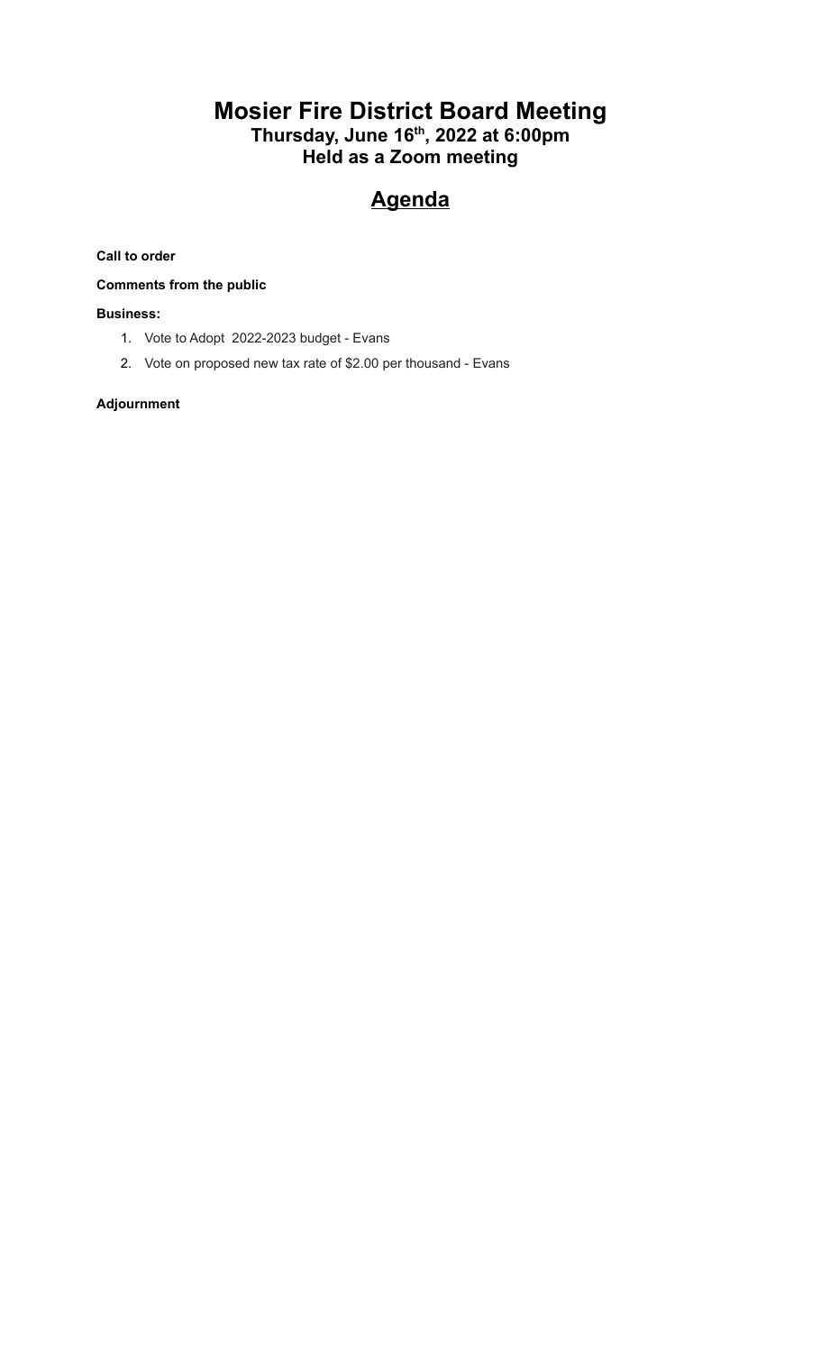# Mosier Fire District Board Meeting

### Thursday, June 16th, 2022 at 6:00pm
### Held as a Zoom meeting

## Agenda

**Call to order**

**Comments from the public**

**Business:**

1. Vote to Adopt 2022-2023 budget - Evans
2. Vote on proposed new tax rate of $2.00 per thousand - Evans

**Adjournment**